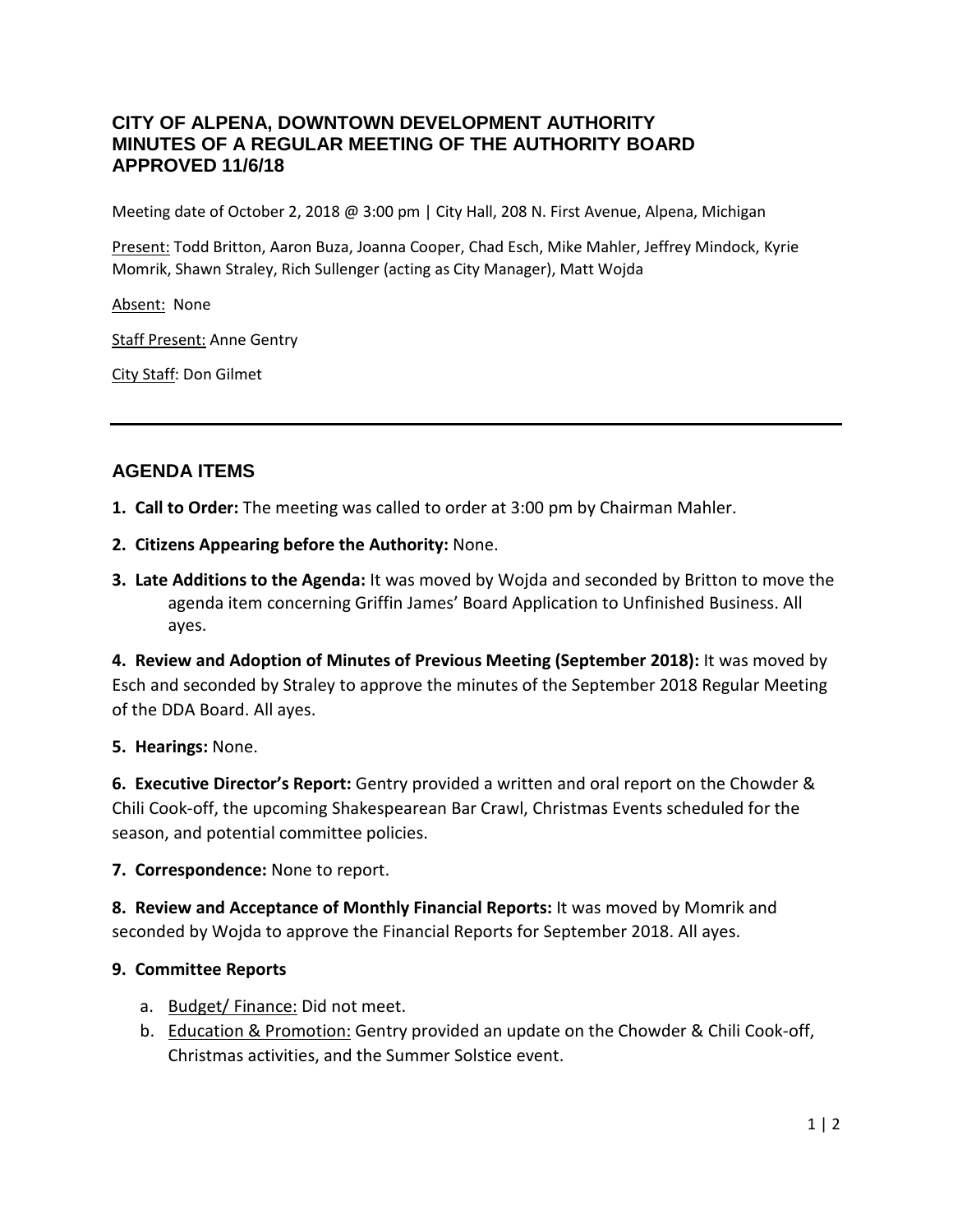# CITY OF ALPENA, DOWNTOWN DEVELOPMENT AUTHORITY
# MINUTES OF A REGULAR MEETING OF THE AUTHORITY BOARD
# APPROVED 11/6/18

Meeting date of October 2, 2018 @ 3:00 pm | City Hall, 208 N. First Avenue, Alpena, Michigan

Present: Todd Britton, Aaron Buza, Joanna Cooper, Chad Esch, Mike Mahler, Jeffrey Mindock, Kyrie Momrik, Shawn Straley, Rich Sullenger (acting as City Manager), Matt Wojda

Absent: None

Staff Present: Anne Gentry

City Staff: Don Gilmet

---

## AGENDA ITEMS

**1. Call to Order:** The meeting was called to order at 3:00 pm by Chairman Mahler.

**2. Citizens Appearing before the Authority:** None.

**3. Late Additions to the Agenda:** It was moved by Wojda and seconded by Britton to move the agenda item concerning Griffin James' Board Application to Unfinished Business. All ayes.

**4. Review and Adoption of Minutes of Previous Meeting (September 2018):** It was moved by Esch and seconded by Straley to approve the minutes of the September 2018 Regular Meeting of the DDA Board. All ayes.

**5. Hearings:** None.

**6. Executive Director's Report:** Gentry provided a written and oral report on the Chowder & Chili Cook-off, the upcoming Shakespearean Bar Crawl, Christmas Events scheduled for the season, and potential committee policies.

**7. Correspondence:** None to report.

**8. Review and Acceptance of Monthly Financial Reports:** It was moved by Momrik and seconded by Wojda to approve the Financial Reports for September 2018. All ayes.

**9. Committee Reports**

a. Budget/ Finance: Did not meet.
b. Education & Promotion: Gentry provided an update on the Chowder & Chili Cook-off, Christmas activities, and the Summer Solstice event.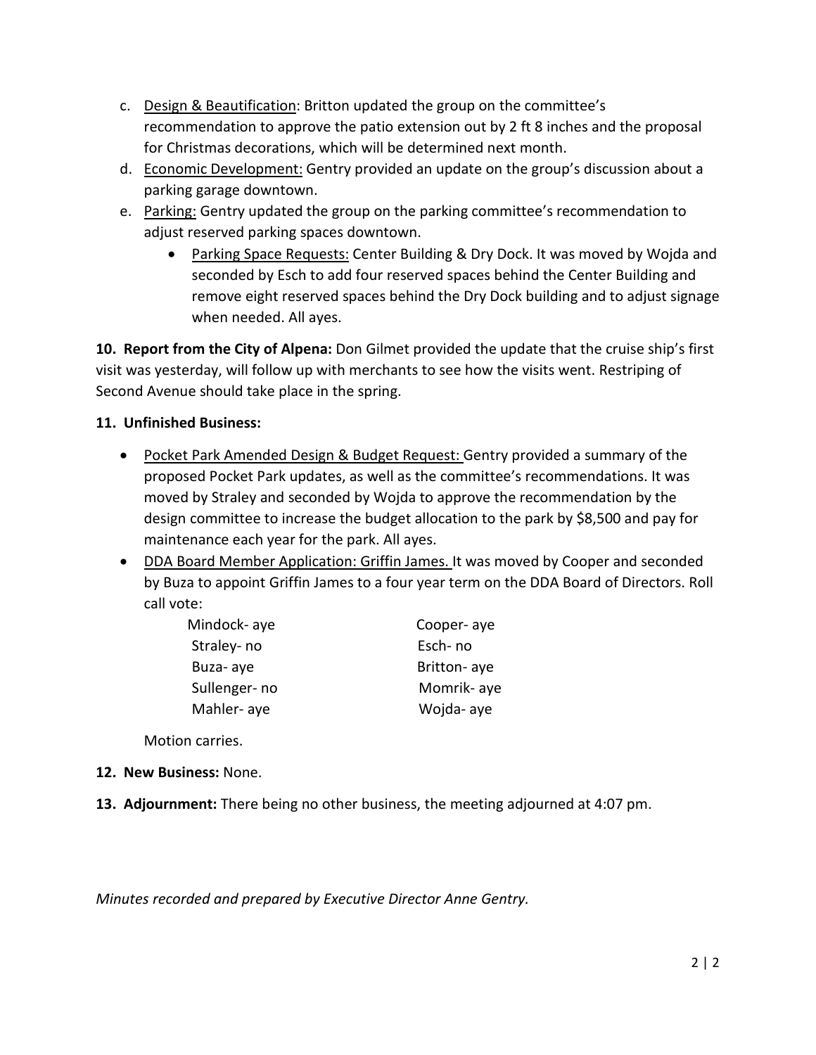c. <u>Design & Beautification</u>: Britton updated the group on the committee's recommendation to approve the patio extension out by 2 ft 8 inches and the proposal for Christmas decorations, which will be determined next month.
d. <u>Economic Development:</u> Gentry provided an update on the group's discussion about a parking garage downtown.
e. <u>Parking:</u> Gentry updated the group on the parking committee's recommendation to adjust reserved parking spaces downtown.
    - <u>Parking Space Requests:</u> Center Building & Dry Dock. It was moved by Wojda and seconded by Esch to add four reserved spaces behind the Center Building and remove eight reserved spaces behind the Dry Dock building and to adjust signage when needed. All ayes.

**10. Report from the City of Alpena:** Don Gilmet provided the update that the cruise ship's first visit was yesterday, will follow up with merchants to see how the visits went. Restriping of Second Avenue should take place in the spring.

**11. Unfinished Business:**

- <u>Pocket Park Amended Design & Budget Request:</u> Gentry provided a summary of the proposed Pocket Park updates, as well as the committee's recommendations. It was moved by Straley and seconded by Wojda to approve the recommendation by the design committee to increase the budget allocation to the park by $8,500 and pay for maintenance each year for the park. All ayes.
- <u>DDA Board Member Application: Griffin James.</u> It was moved by Cooper and seconded by Buza to appoint Griffin James to a four year term on the DDA Board of Directors. Roll call vote:

| | |
|---|---|
| Mindock- aye | Cooper- aye |
| Straley- no | Esch- no |
| Buza- aye | Britton- aye |
| Sullenger- no | Momrik- aye |
| Mahler- aye | Wojda- aye |

Motion carries.

**12. New Business:** None.

**13. Adjournment:** There being no other business, the meeting adjourned at 4:07 pm.

*Minutes recorded and prepared by Executive Director Anne Gentry.*